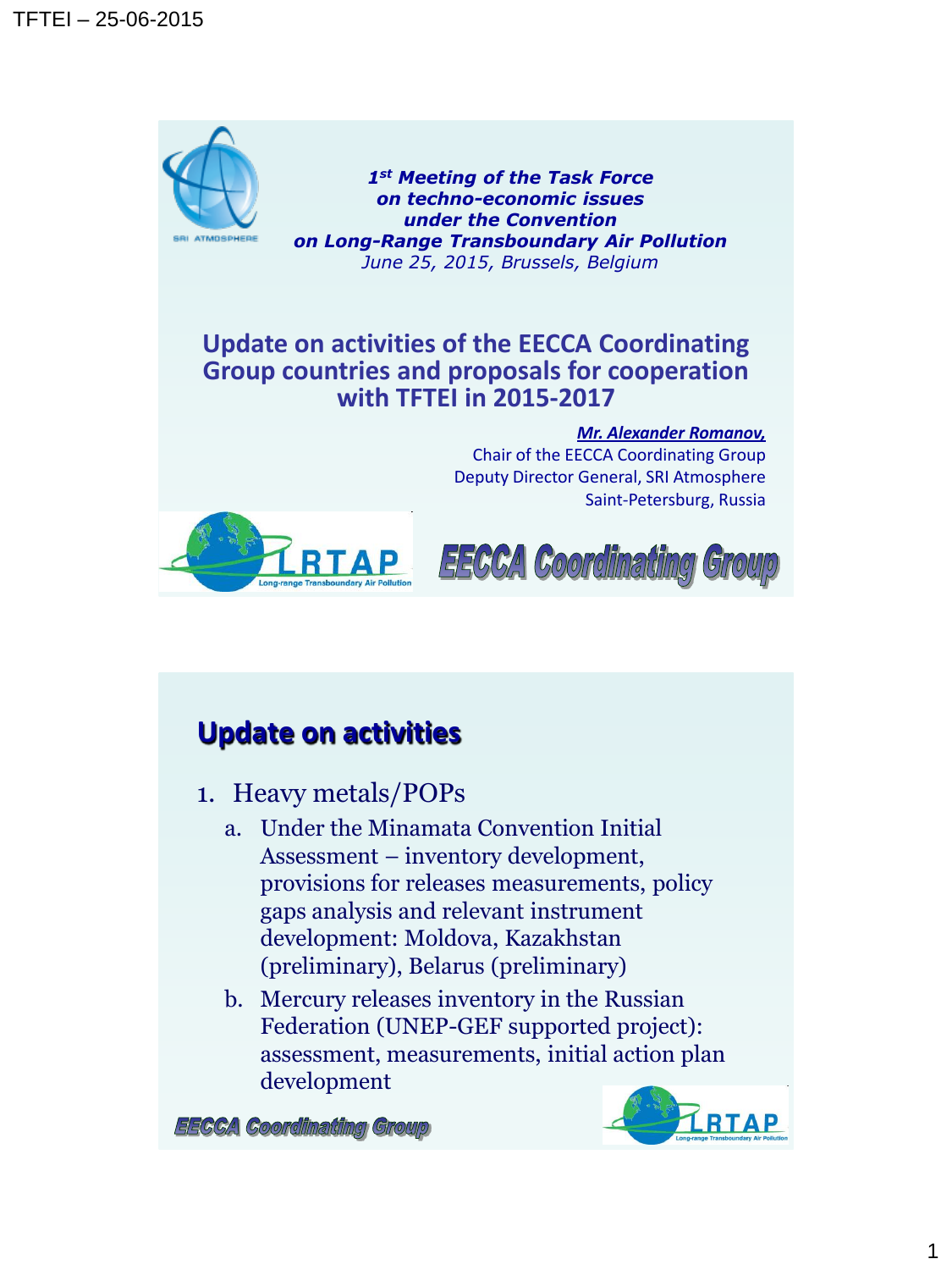*1st Meeting of the Task Force on techno-economic issues under the Convention on Long-Range Transboundary Air Pollution*
*June 25, 2015, Brussels, Belgium*

# Update on activities of the EECCA Coordinating Group countries and proposals for cooperation with TFTEI in 2015-2017

***Mr. Alexander Romanov,***
Chair of the EECCA Coordinating Group
Deputy Director General, SRI Atmosphere
Saint-Petersburg, Russia

EECCA Coordinating Group

## Update on activities

1. Heavy metals/POPs
   a. Under the Minamata Convention Initial Assessment – inventory development, provisions for releases measurements, policy gaps analysis and relevant instrument development: Moldova, Kazakhstan (preliminary), Belarus (preliminary)
   b. Mercury releases inventory in the Russian Federation (UNEP-GEF supported project): assessment, measurements, initial action plan development

EECCA Coordinating Group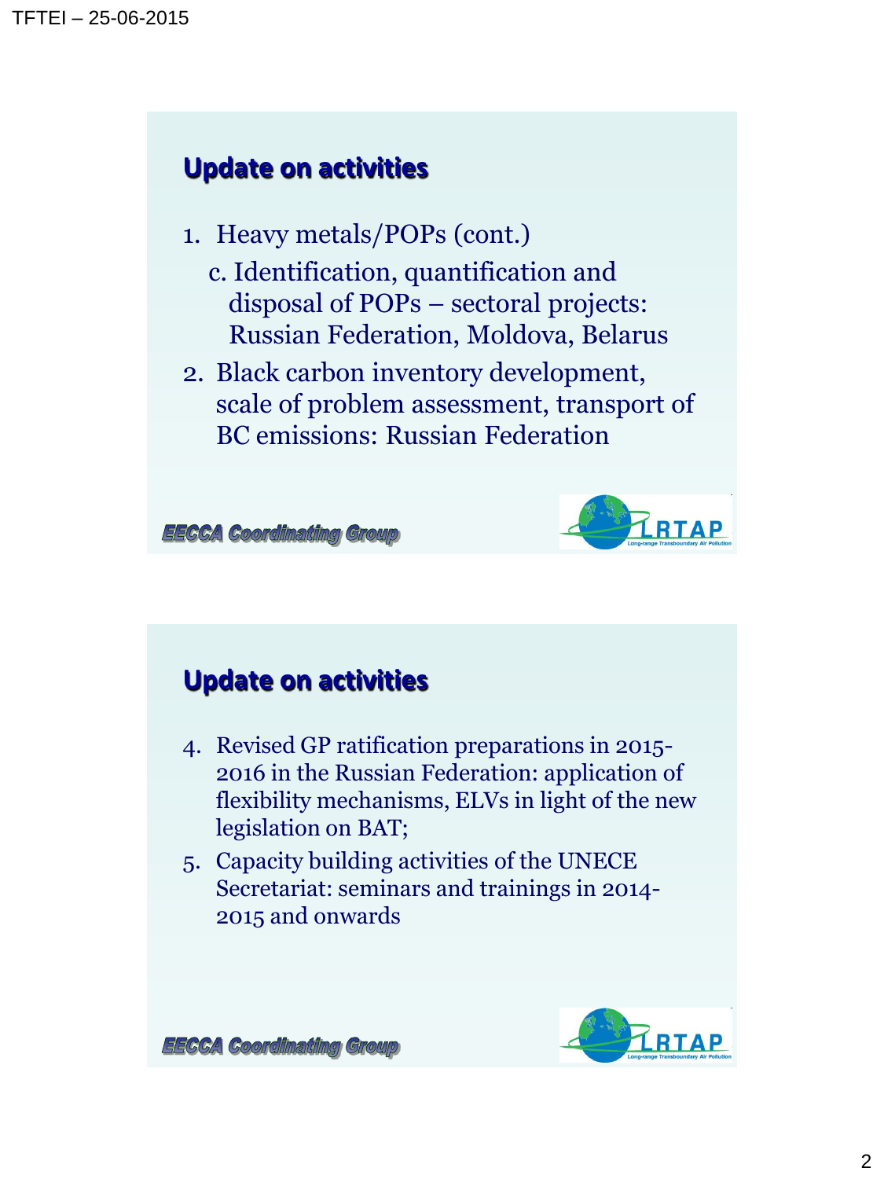## Update on activities

1. Heavy metals/POPs (cont.)

   c. Identification, quantification and disposal of POPs – sectoral projects: Russian Federation, Moldova, Belarus

2. Black carbon inventory development, scale of problem assessment, transport of BC emissions: Russian Federation

EECCA Coordinating Group

LRTAP Long-range Transboundary Air Pollution

## Update on activities

4. Revised GP ratification preparations in 2015-2016 in the Russian Federation: application of flexibility mechanisms, ELVs in light of the new legislation on BAT;
5. Capacity building activities of the UNECE Secretariat: seminars and trainings in 2014-2015 and onwards

EECCA Coordinating Group

LRTAP Long-range Transboundary Air Pollution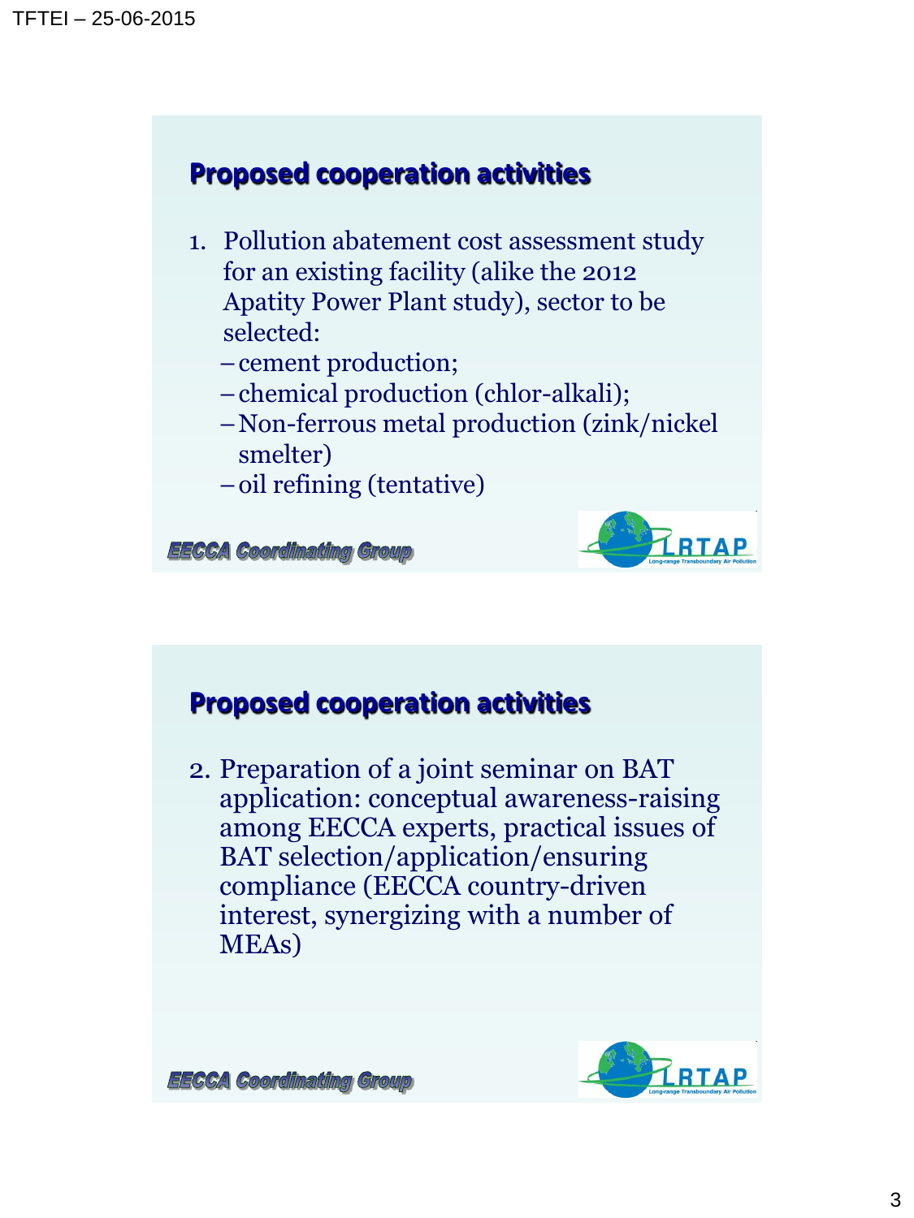## Proposed cooperation activities

1. Pollution abatement cost assessment study for an existing facility (alike the 2012 Apatity Power Plant study), sector to be selected:
   - cement production;
   - chemical production (chlor-alkali);
   - Non-ferrous metal production (zink/nickel smelter)
   - oil refining (tentative)

EECCA Coordinating Group

LRTAP Long-range Transboundary Air Pollution

## Proposed cooperation activities

2. Preparation of a joint seminar on BAT application: conceptual awareness-raising among EECCA experts, practical issues of BAT selection/application/ensuring compliance (EECCA country-driven interest, synergizing with a number of MEAs)

EECCA Coordinating Group

LRTAP Long-range Transboundary Air Pollution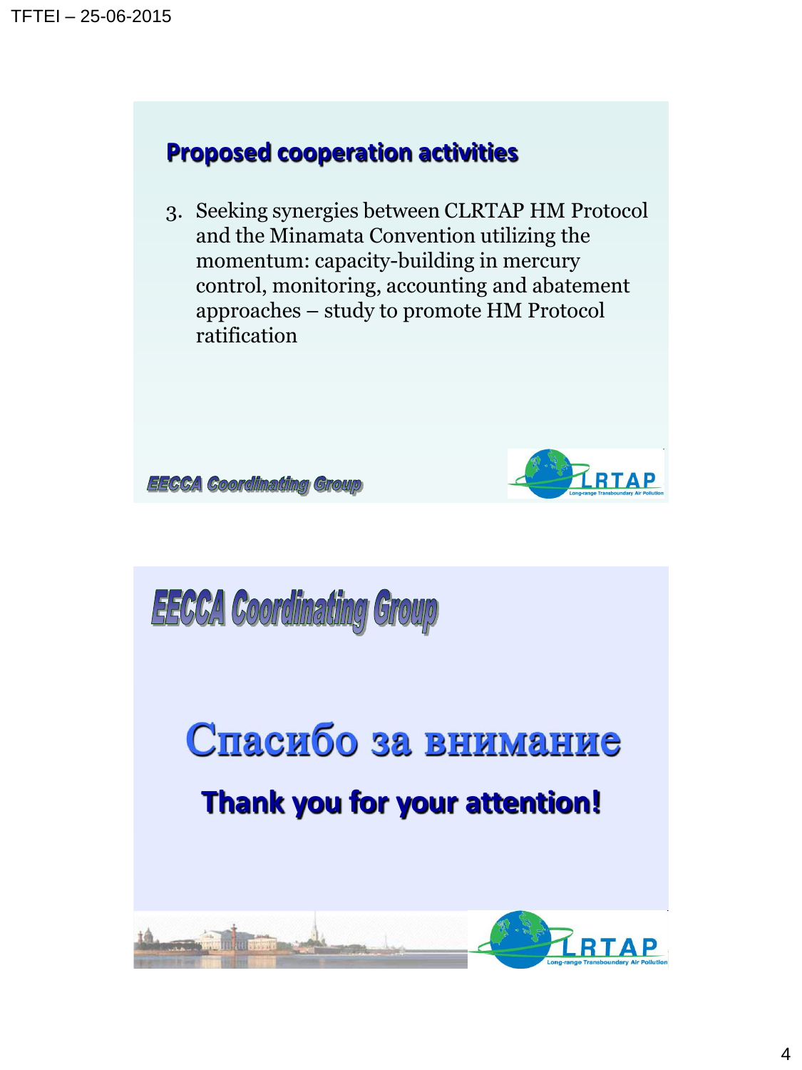## Proposed cooperation activities

3. Seeking synergies between CLRTAP HM Protocol and the Minamata Convention utilizing the momentum: capacity-building in mercury control, monitoring, accounting and abatement approaches – study to promote HM Protocol ratification

EECCA Coordinating Group

LRTAP Long-range Transboundary Air Pollution

## EECCA Coordinating Group

# Спасибо за внимание

## Thank you for your attention!

LRTAP Long-range Transboundary Air Pollution